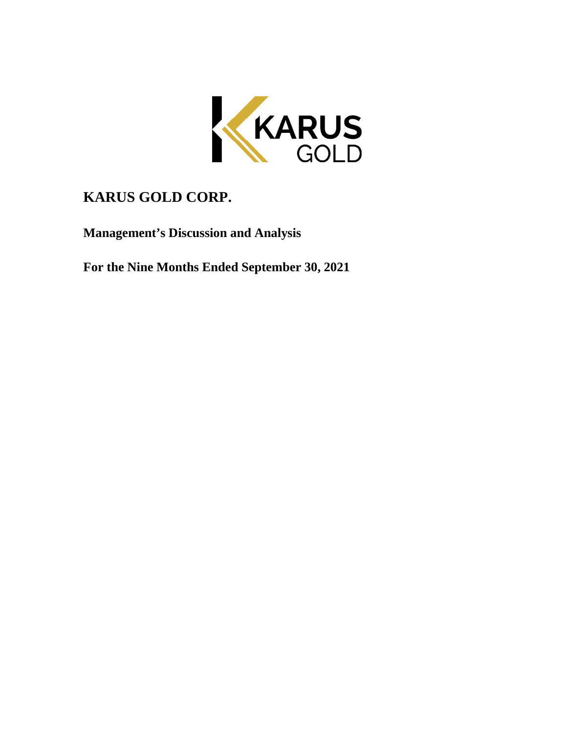# KARUS GOLD CORP.

## Management's Discussion and Analysis

## For the Nine Months Ended September 30, 2021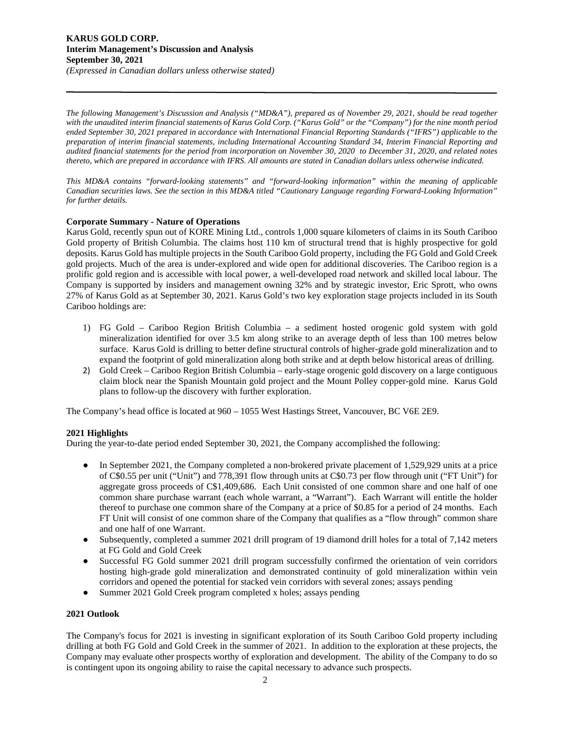**KARUS GOLD CORP.**
**Interim Management's Discussion and Analysis**
**September 30, 2021**
*(Expressed in Canadian dollars unless otherwise stated)*

*The following Management's Discussion and Analysis ("MD&A"), prepared as of November 29, 2021, should be read together with the unaudited interim financial statements of Karus Gold Corp. ("Karus Gold" or the "Company") for the nine month period ended September 30, 2021 prepared in accordance with International Financial Reporting Standards ("IFRS") applicable to the preparation of interim financial statements, including International Accounting Standard 34, Interim Financial Reporting and audited financial statements for the period from incorporation on November 30, 2020 to December 31, 2020, and related notes thereto, which are prepared in accordance with IFRS. All amounts are stated in Canadian dollars unless otherwise indicated.*

*This MD&A contains "forward-looking statements" and "forward-looking information" within the meaning of applicable Canadian securities laws. See the section in this MD&A titled "Cautionary Language regarding Forward-Looking Information" for further details.*

**Corporate Summary - Nature of Operations**

Karus Gold, recently spun out of KORE Mining Ltd., controls 1,000 square kilometers of claims in its South Cariboo Gold property of British Columbia. The claims host 110 km of structural trend that is highly prospective for gold deposits. Karus Gold has multiple projects in the South Cariboo Gold property, including the FG Gold and Gold Creek gold projects. Much of the area is under-explored and wide open for additional discoveries. The Cariboo region is a prolific gold region and is accessible with local power, a well-developed road network and skilled local labour. The Company is supported by insiders and management owning 32% and by strategic investor, Eric Sprott, who owns 27% of Karus Gold as at September 30, 2021. Karus Gold's two key exploration stage projects included in its South Cariboo holdings are:

1) FG Gold – Cariboo Region British Columbia – a sediment hosted orogenic gold system with gold mineralization identified for over 3.5 km along strike to an average depth of less than 100 metres below surface. Karus Gold is drilling to better define structural controls of higher-grade gold mineralization and to expand the footprint of gold mineralization along both strike and at depth below historical areas of drilling.
2) Gold Creek – Cariboo Region British Columbia – early-stage orogenic gold discovery on a large contiguous claim block near the Spanish Mountain gold project and the Mount Polley copper-gold mine. Karus Gold plans to follow-up the discovery with further exploration.

The Company's head office is located at 960 – 1055 West Hastings Street, Vancouver, BC V6E 2E9.

**2021 Highlights**

During the year-to-date period ended September 30, 2021, the Company accomplished the following:

- In September 2021, the Company completed a non-brokered private placement of 1,529,929 units at a price of C$0.55 per unit ("Unit") and 778,391 flow through units at C$0.73 per flow through unit ("FT Unit") for aggregate gross proceeds of C$1,409,686. Each Unit consisted of one common share and one half of one common share purchase warrant (each whole warrant, a "Warrant"). Each Warrant will entitle the holder thereof to purchase one common share of the Company at a price of $0.85 for a period of 24 months. Each FT Unit will consist of one common share of the Company that qualifies as a "flow through" common share and one half of one Warrant.
- Subsequently, completed a summer 2021 drill program of 19 diamond drill holes for a total of 7,142 meters at FG Gold and Gold Creek
- Successful FG Gold summer 2021 drill program successfully confirmed the orientation of vein corridors hosting high-grade gold mineralization and demonstrated continuity of gold mineralization within vein corridors and opened the potential for stacked vein corridors with several zones; assays pending
- Summer 2021 Gold Creek program completed x holes; assays pending

**2021 Outlook**

The Company's focus for 2021 is investing in significant exploration of its South Cariboo Gold property including drilling at both FG Gold and Gold Creek in the summer of 2021. In addition to the exploration at these projects, the Company may evaluate other prospects worthy of exploration and development. The ability of the Company to do so is contingent upon its ongoing ability to raise the capital necessary to advance such prospects.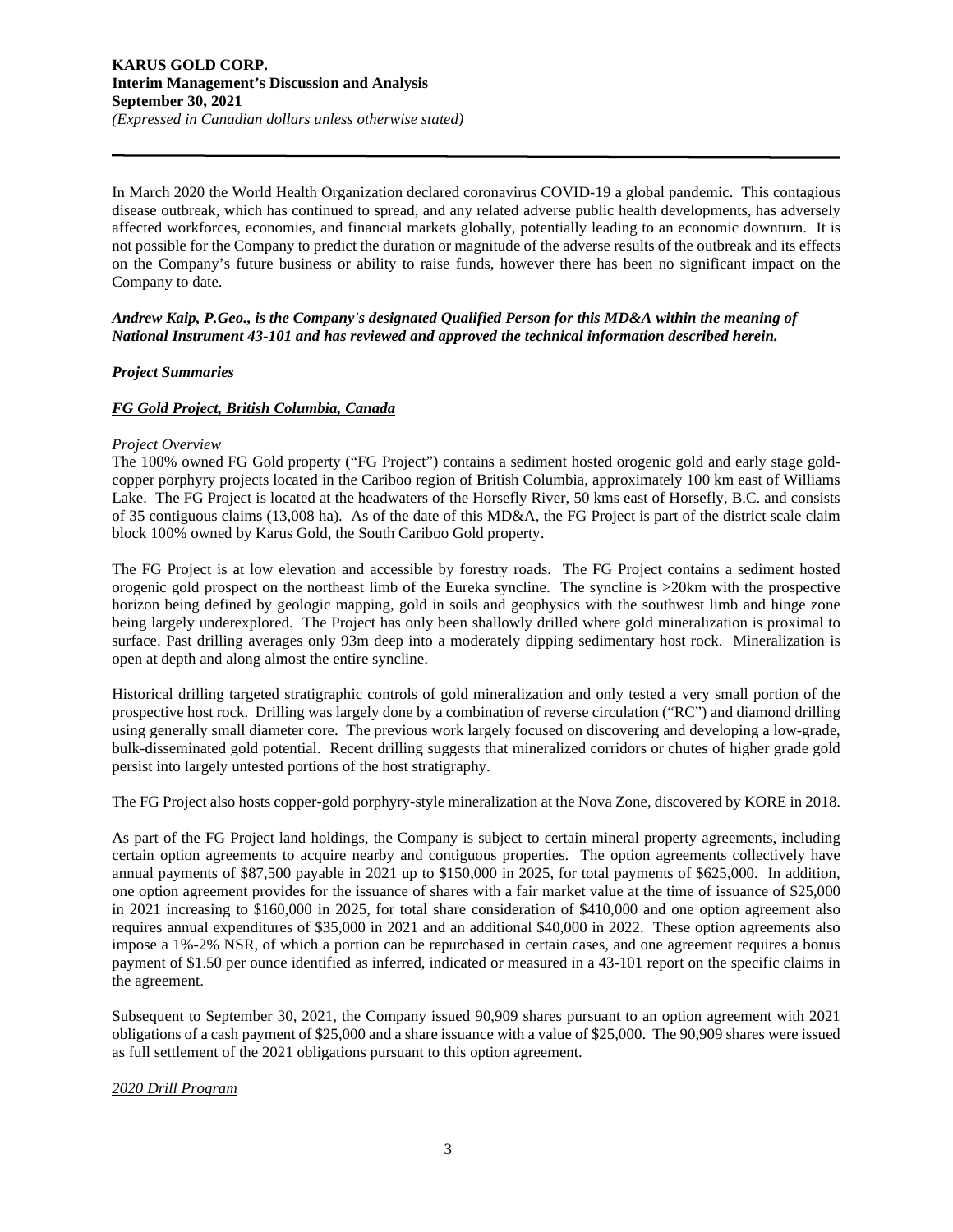In March 2020 the World Health Organization declared coronavirus COVID-19 a global pandemic. This contagious disease outbreak, which has continued to spread, and any related adverse public health developments, has adversely affected workforces, economies, and financial markets globally, potentially leading to an economic downturn. It is not possible for the Company to predict the duration or magnitude of the adverse results of the outbreak and its effects on the Company's future business or ability to raise funds, however there has been no significant impact on the Company to date.

***Andrew Kaip, P.Geo., is the Company's designated Qualified Person for this MD&A within the meaning of National Instrument 43-101 and has reviewed and approved the technical information described herein.***

***Project Summaries***

***FG Gold Project, British Columbia, Canada***

*Project Overview*

The 100% owned FG Gold property ("FG Project") contains a sediment hosted orogenic gold and early stage gold-copper porphyry projects located in the Cariboo region of British Columbia, approximately 100 km east of Williams Lake. The FG Project is located at the headwaters of the Horsefly River, 50 kms east of Horsefly, B.C. and consists of 35 contiguous claims (13,008 ha). As of the date of this MD&A, the FG Project is part of the district scale claim block 100% owned by Karus Gold, the South Cariboo Gold property.

The FG Project is at low elevation and accessible by forestry roads. The FG Project contains a sediment hosted orogenic gold prospect on the northeast limb of the Eureka syncline. The syncline is >20km with the prospective horizon being defined by geologic mapping, gold in soils and geophysics with the southwest limb and hinge zone being largely underexplored. The Project has only been shallowly drilled where gold mineralization is proximal to surface. Past drilling averages only 93m deep into a moderately dipping sedimentary host rock. Mineralization is open at depth and along almost the entire syncline.

Historical drilling targeted stratigraphic controls of gold mineralization and only tested a very small portion of the prospective host rock. Drilling was largely done by a combination of reverse circulation ("RC") and diamond drilling using generally small diameter core. The previous work largely focused on discovering and developing a low-grade, bulk-disseminated gold potential. Recent drilling suggests that mineralized corridors or chutes of higher grade gold persist into largely untested portions of the host stratigraphy.

The FG Project also hosts copper-gold porphyry-style mineralization at the Nova Zone, discovered by KORE in 2018.

As part of the FG Project land holdings, the Company is subject to certain mineral property agreements, including certain option agreements to acquire nearby and contiguous properties. The option agreements collectively have annual payments of $87,500 payable in 2021 up to $150,000 in 2025, for total payments of $625,000. In addition, one option agreement provides for the issuance of shares with a fair market value at the time of issuance of $25,000 in 2021 increasing to $160,000 in 2025, for total share consideration of $410,000 and one option agreement also requires annual expenditures of $35,000 in 2021 and an additional $40,000 in 2022. These option agreements also impose a 1%-2% NSR, of which a portion can be repurchased in certain cases, and one agreement requires a bonus payment of $1.50 per ounce identified as inferred, indicated or measured in a 43-101 report on the specific claims in the agreement.

Subsequent to September 30, 2021, the Company issued 90,909 shares pursuant to an option agreement with 2021 obligations of a cash payment of $25,000 and a share issuance with a value of $25,000. The 90,909 shares were issued as full settlement of the 2021 obligations pursuant to this option agreement.

*2020 Drill Program*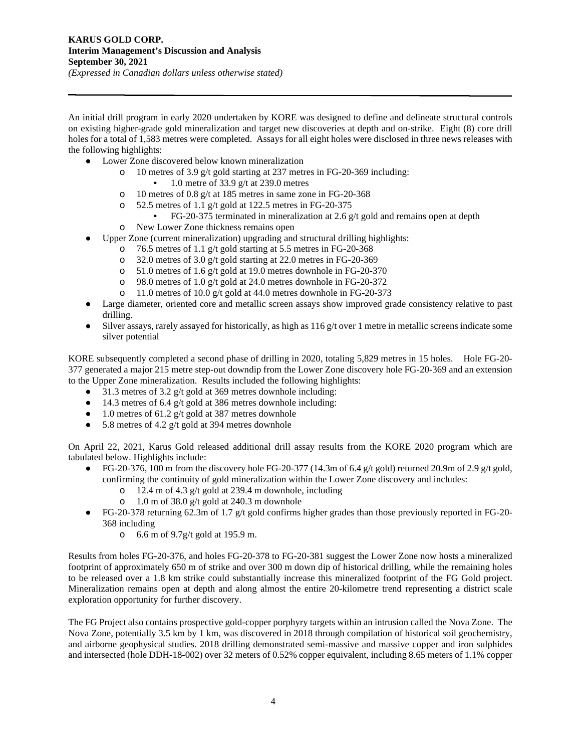An initial drill program in early 2020 undertaken by KORE was designed to define and delineate structural controls on existing higher-grade gold mineralization and target new discoveries at depth and on-strike. Eight (8) core drill holes for a total of 1,583 metres were completed. Assays for all eight holes were disclosed in three news releases with the following highlights:

- Lower Zone discovered below known mineralization
  - 10 metres of 3.9 g/t gold starting at 237 metres in FG-20-369 including:
    - 1.0 metre of 33.9 g/t at 239.0 metres
  - 10 metres of 0.8 g/t at 185 metres in same zone in FG-20-368
  - 52.5 metres of 1.1 g/t gold at 122.5 metres in FG-20-375
    - FG-20-375 terminated in mineralization at 2.6 g/t gold and remains open at depth
  - New Lower Zone thickness remains open
- Upper Zone (current mineralization) upgrading and structural drilling highlights:
  - 76.5 metres of 1.1 g/t gold starting at 5.5 metres in FG-20-368
  - 32.0 metres of 3.0 g/t gold starting at 22.0 metres in FG-20-369
  - 51.0 metres of 1.6 g/t gold at 19.0 metres downhole in FG-20-370
  - 98.0 metres of 1.0 g/t gold at 24.0 metres downhole in FG-20-372
  - 11.0 metres of 10.0 g/t gold at 44.0 metres downhole in FG-20-373
- Large diameter, oriented core and metallic screen assays show improved grade consistency relative to past drilling.
- Silver assays, rarely assayed for historically, as high as 116 g/t over 1 metre in metallic screens indicate some silver potential

KORE subsequently completed a second phase of drilling in 2020, totaling 5,829 metres in 15 holes. Hole FG-20-377 generated a major 215 metre step-out downdip from the Lower Zone discovery hole FG-20-369 and an extension to the Upper Zone mineralization. Results included the following highlights:

- 31.3 metres of 3.2 g/t gold at 369 metres downhole including:
- 14.3 metres of 6.4 g/t gold at 386 metres downhole including:
- 1.0 metres of 61.2 g/t gold at 387 metres downhole
- 5.8 metres of 4.2 g/t gold at 394 metres downhole

On April 22, 2021, Karus Gold released additional drill assay results from the KORE 2020 program which are tabulated below. Highlights include:

- FG-20-376, 100 m from the discovery hole FG-20-377 (14.3m of 6.4 g/t gold) returned 20.9m of 2.9 g/t gold, confirming the continuity of gold mineralization within the Lower Zone discovery and includes:
  - 12.4 m of 4.3 g/t gold at 239.4 m downhole, including
  - 1.0 m of 38.0 g/t gold at 240.3 m downhole
- FG-20-378 returning 62.3m of 1.7 g/t gold confirms higher grades than those previously reported in FG-20-368 including
  - 6.6 m of 9.7g/t gold at 195.9 m.

Results from holes FG-20-376, and holes FG-20-378 to FG-20-381 suggest the Lower Zone now hosts a mineralized footprint of approximately 650 m of strike and over 300 m down dip of historical drilling, while the remaining holes to be released over a 1.8 km strike could substantially increase this mineralized footprint of the FG Gold project. Mineralization remains open at depth and along almost the entire 20-kilometre trend representing a district scale exploration opportunity for further discovery.

The FG Project also contains prospective gold-copper porphyry targets within an intrusion called the Nova Zone. The Nova Zone, potentially 3.5 km by 1 km, was discovered in 2018 through compilation of historical soil geochemistry, and airborne geophysical studies. 2018 drilling demonstrated semi-massive and massive copper and iron sulphides and intersected (hole DDH-18-002) over 32 meters of 0.52% copper equivalent, including 8.65 meters of 1.1% copper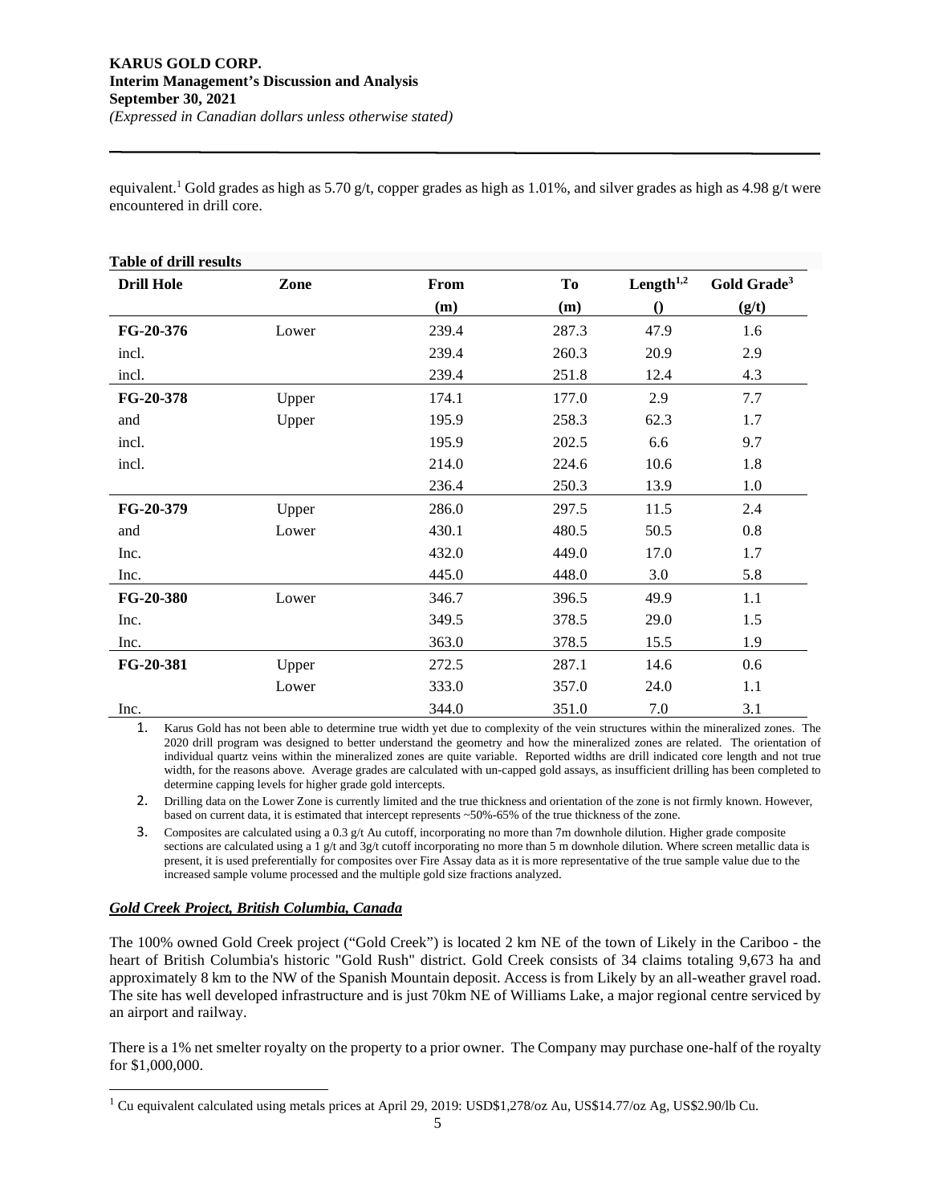equivalent.[1] Gold grades as high as 5.70 g/t, copper grades as high as 1.01%, and silver grades as high as 4.98 g/t were encountered in drill core.

**Table of drill results**

| Drill Hole | Zone | From (m) | To (m) | Length[1,2] () | Gold Grade[3] (g/t) |
|---|---|---|---|---|---|
| **FG-20-376** | Lower | 239.4 | 287.3 | 47.9 | 1.6 |
| incl. | | 239.4 | 260.3 | 20.9 | 2.9 |
| incl. | | 239.4 | 251.8 | 12.4 | 4.3 |
| **FG-20-378** | Upper | 174.1 | 177.0 | 2.9 | 7.7 |
| and | Upper | 195.9 | 258.3 | 62.3 | 1.7 |
| incl. | | 195.9 | 202.5 | 6.6 | 9.7 |
| incl. | | 214.0 | 224.6 | 10.6 | 1.8 |
| | | 236.4 | 250.3 | 13.9 | 1.0 |
| **FG-20-379** | Upper | 286.0 | 297.5 | 11.5 | 2.4 |
| and | Lower | 430.1 | 480.5 | 50.5 | 0.8 |
| Inc. | | 432.0 | 449.0 | 17.0 | 1.7 |
| Inc. | | 445.0 | 448.0 | 3.0 | 5.8 |
| **FG-20-380** | Lower | 346.7 | 396.5 | 49.9 | 1.1 |
| Inc. | | 349.5 | 378.5 | 29.0 | 1.5 |
| Inc. | | 363.0 | 378.5 | 15.5 | 1.9 |
| **FG-20-381** | Upper | 272.5 | 287.1 | 14.6 | 0.6 |
| | Lower | 333.0 | 357.0 | 24.0 | 1.1 |
| Inc. | | 344.0 | 351.0 | 7.0 | 3.1 |

1. Karus Gold has not been able to determine true width yet due to complexity of the vein structures within the mineralized zones. The 2020 drill program was designed to better understand the geometry and how the mineralized zones are related. The orientation of individual quartz veins within the mineralized zones are quite variable. Reported widths are drill indicated core length and not true width, for the reasons above. Average grades are calculated with un-capped gold assays, as insufficient drilling has been completed to determine capping levels for higher grade gold intercepts.
2. Drilling data on the Lower Zone is currently limited and the true thickness and orientation of the zone is not firmly known. However, based on current data, it is estimated that intercept represents ~50%-65% of the true thickness of the zone.
3. Composites are calculated using a 0.3 g/t Au cutoff, incorporating no more than 7m downhole dilution. Higher grade composite sections are calculated using a 1 g/t and 3g/t cutoff incorporating no more than 5 m downhole dilution. Where screen metallic data is present, it is used preferentially for composites over Fire Assay data as it is more representative of the true sample value due to the increased sample volume processed and the multiple gold size fractions analyzed.

***Gold Creek Project, British Columbia, Canada***

The 100% owned Gold Creek project ("Gold Creek") is located 2 km NE of the town of Likely in the Cariboo - the heart of British Columbia's historic "Gold Rush" district. Gold Creek consists of 34 claims totaling 9,673 ha and approximately 8 km to the NW of the Spanish Mountain deposit. Access is from Likely by an all-weather gravel road. The site has well developed infrastructure and is just 70km NE of Williams Lake, a major regional centre serviced by an airport and railway.

There is a 1% net smelter royalty on the property to a prior owner. The Company may purchase one-half of the royalty for $1,000,000.

[1] Cu equivalent calculated using metals prices at April 29, 2019: USD$1,278/oz Au, US$14.77/oz Ag, US$2.90/lb Cu.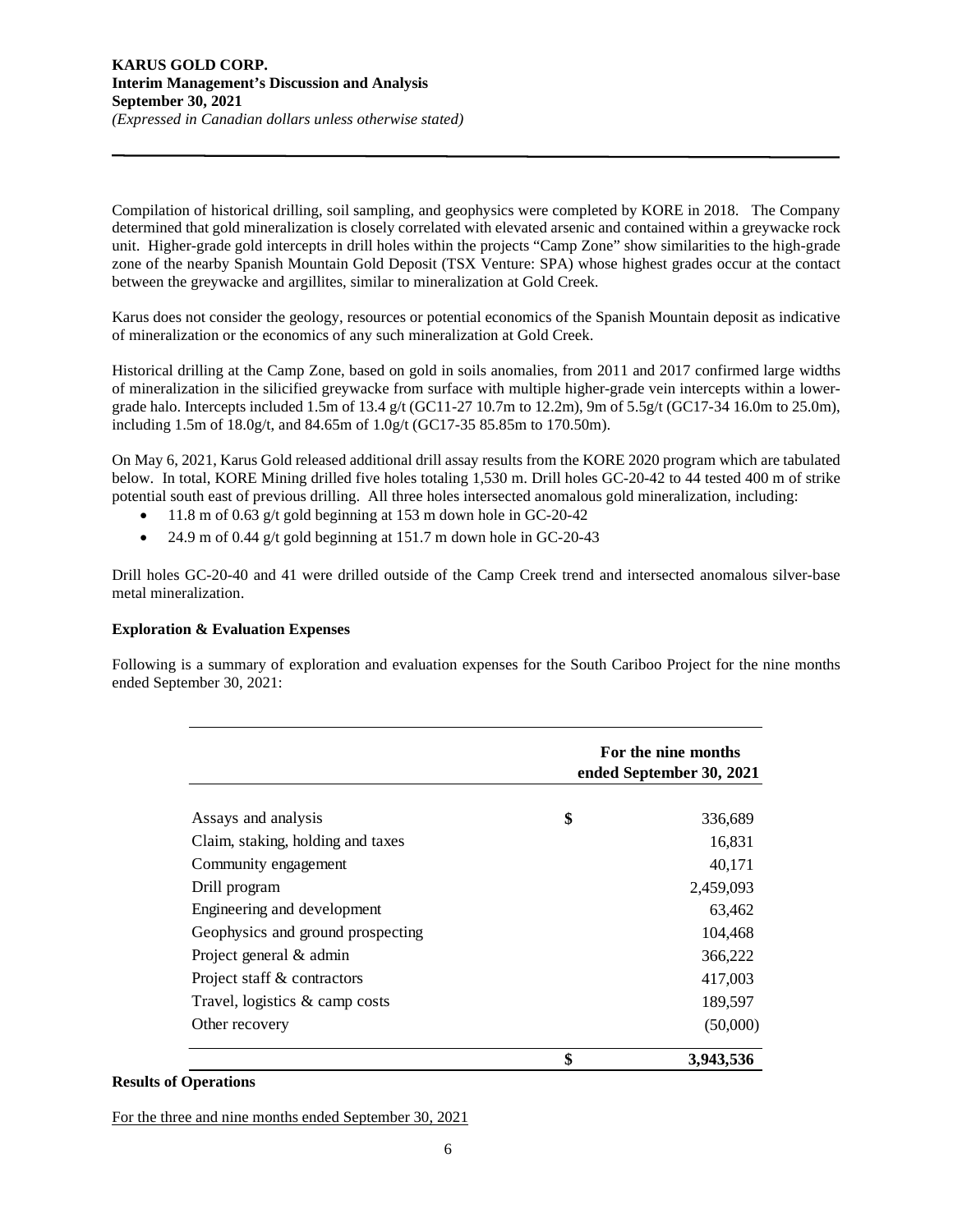Compilation of historical drilling, soil sampling, and geophysics were completed by KORE in 2018. The Company determined that gold mineralization is closely correlated with elevated arsenic and contained within a greywacke rock unit. Higher-grade gold intercepts in drill holes within the projects "Camp Zone" show similarities to the high-grade zone of the nearby Spanish Mountain Gold Deposit (TSX Venture: SPA) whose highest grades occur at the contact between the greywacke and argillites, similar to mineralization at Gold Creek.

Karus does not consider the geology, resources or potential economics of the Spanish Mountain deposit as indicative of mineralization or the economics of any such mineralization at Gold Creek.

Historical drilling at the Camp Zone, based on gold in soils anomalies, from 2011 and 2017 confirmed large widths of mineralization in the silicified greywacke from surface with multiple higher-grade vein intercepts within a lower-grade halo. Intercepts included 1.5m of 13.4 g/t (GC11-27 10.7m to 12.2m), 9m of 5.5g/t (GC17-34 16.0m to 25.0m), including 1.5m of 18.0g/t, and 84.65m of 1.0g/t (GC17-35 85.85m to 170.50m).

On May 6, 2021, Karus Gold released additional drill assay results from the KORE 2020 program which are tabulated below. In total, KORE Mining drilled five holes totaling 1,530 m. Drill holes GC-20-42 to 44 tested 400 m of strike potential south east of previous drilling. All three holes intersected anomalous gold mineralization, including:

- 11.8 m of 0.63 g/t gold beginning at 153 m down hole in GC-20-42
- 24.9 m of 0.44 g/t gold beginning at 151.7 m down hole in GC-20-43

Drill holes GC-20-40 and 41 were drilled outside of the Camp Creek trend and intersected anomalous silver-base metal mineralization.

**Exploration & Evaluation Expenses**

Following is a summary of exploration and evaluation expenses for the South Cariboo Project for the nine months ended September 30, 2021:

| | For the nine months ended September 30, 2021 |
|---|---|
| Assays and analysis | $ 336,689 |
| Claim, staking, holding and taxes | 16,831 |
| Community engagement | 40,171 |
| Drill program | 2,459,093 |
| Engineering and development | 63,462 |
| Geophysics and ground prospecting | 104,468 |
| Project general & admin | 366,222 |
| Project staff & contractors | 417,003 |
| Travel, logistics & camp costs | 189,597 |
| Other recovery | (50,000) |
| | **$ 3,943,536** |

**Results of Operations**

For the three and nine months ended September 30, 2021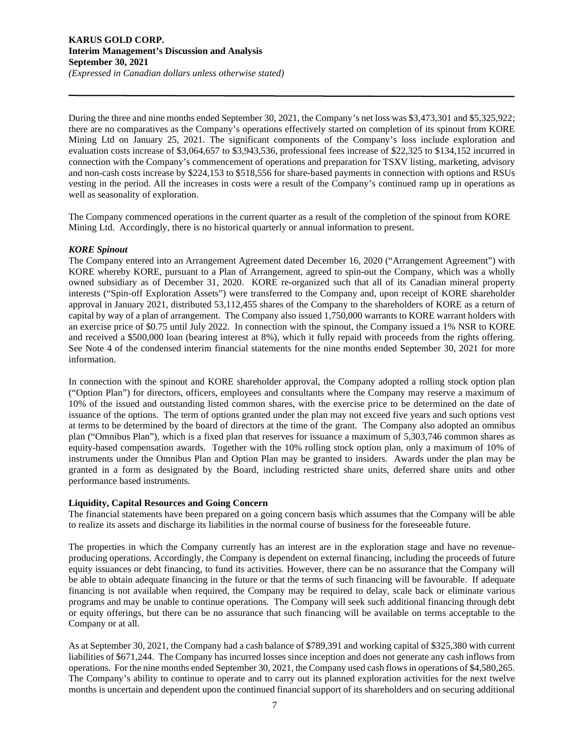During the three and nine months ended September 30, 2021, the Company's net loss was $3,473,301 and $5,325,922; there are no comparatives as the Company's operations effectively started on completion of its spinout from KORE Mining Ltd on January 25, 2021. The significant components of the Company's loss include exploration and evaluation costs increase of $3,064,657 to $3,943,536, professional fees increase of $22,325 to $134,152 incurred in connection with the Company's commencement of operations and preparation for TSXV listing, marketing, advisory and non-cash costs increase by $224,153 to $518,556 for share-based payments in connection with options and RSUs vesting in the period. All the increases in costs were a result of the Company's continued ramp up in operations as well as seasonality of exploration.

The Company commenced operations in the current quarter as a result of the completion of the spinout from KORE Mining Ltd. Accordingly, there is no historical quarterly or annual information to present.

***KORE Spinout***

The Company entered into an Arrangement Agreement dated December 16, 2020 ("Arrangement Agreement") with KORE whereby KORE, pursuant to a Plan of Arrangement, agreed to spin-out the Company, which was a wholly owned subsidiary as of December 31, 2020. KORE re-organized such that all of its Canadian mineral property interests ("Spin-off Exploration Assets") were transferred to the Company and, upon receipt of KORE shareholder approval in January 2021, distributed 53,112,455 shares of the Company to the shareholders of KORE as a return of capital by way of a plan of arrangement. The Company also issued 1,750,000 warrants to KORE warrant holders with an exercise price of $0.75 until July 2022. In connection with the spinout, the Company issued a 1% NSR to KORE and received a $500,000 loan (bearing interest at 8%), which it fully repaid with proceeds from the rights offering. See Note 4 of the condensed interim financial statements for the nine months ended September 30, 2021 for more information.

In connection with the spinout and KORE shareholder approval, the Company adopted a rolling stock option plan ("Option Plan") for directors, officers, employees and consultants where the Company may reserve a maximum of 10% of the issued and outstanding listed common shares, with the exercise price to be determined on the date of issuance of the options. The term of options granted under the plan may not exceed five years and such options vest at terms to be determined by the board of directors at the time of the grant. The Company also adopted an omnibus plan ("Omnibus Plan"), which is a fixed plan that reserves for issuance a maximum of 5,303,746 common shares as equity-based compensation awards. Together with the 10% rolling stock option plan, only a maximum of 10% of instruments under the Omnibus Plan and Option Plan may be granted to insiders. Awards under the plan may be granted in a form as designated by the Board, including restricted share units, deferred share units and other performance based instruments.

**Liquidity, Capital Resources and Going Concern**

The financial statements have been prepared on a going concern basis which assumes that the Company will be able to realize its assets and discharge its liabilities in the normal course of business for the foreseeable future.

The properties in which the Company currently has an interest are in the exploration stage and have no revenue-producing operations. Accordingly, the Company is dependent on external financing, including the proceeds of future equity issuances or debt financing, to fund its activities. However, there can be no assurance that the Company will be able to obtain adequate financing in the future or that the terms of such financing will be favourable. If adequate financing is not available when required, the Company may be required to delay, scale back or eliminate various programs and may be unable to continue operations. The Company will seek such additional financing through debt or equity offerings, but there can be no assurance that such financing will be available on terms acceptable to the Company or at all.

As at September 30, 2021, the Company had a cash balance of $789,391 and working capital of $325,380 with current liabilities of $671,244. The Company has incurred losses since inception and does not generate any cash inflows from operations. For the nine months ended September 30, 2021, the Company used cash flows in operations of $4,580,265. The Company's ability to continue to operate and to carry out its planned exploration activities for the next twelve months is uncertain and dependent upon the continued financial support of its shareholders and on securing additional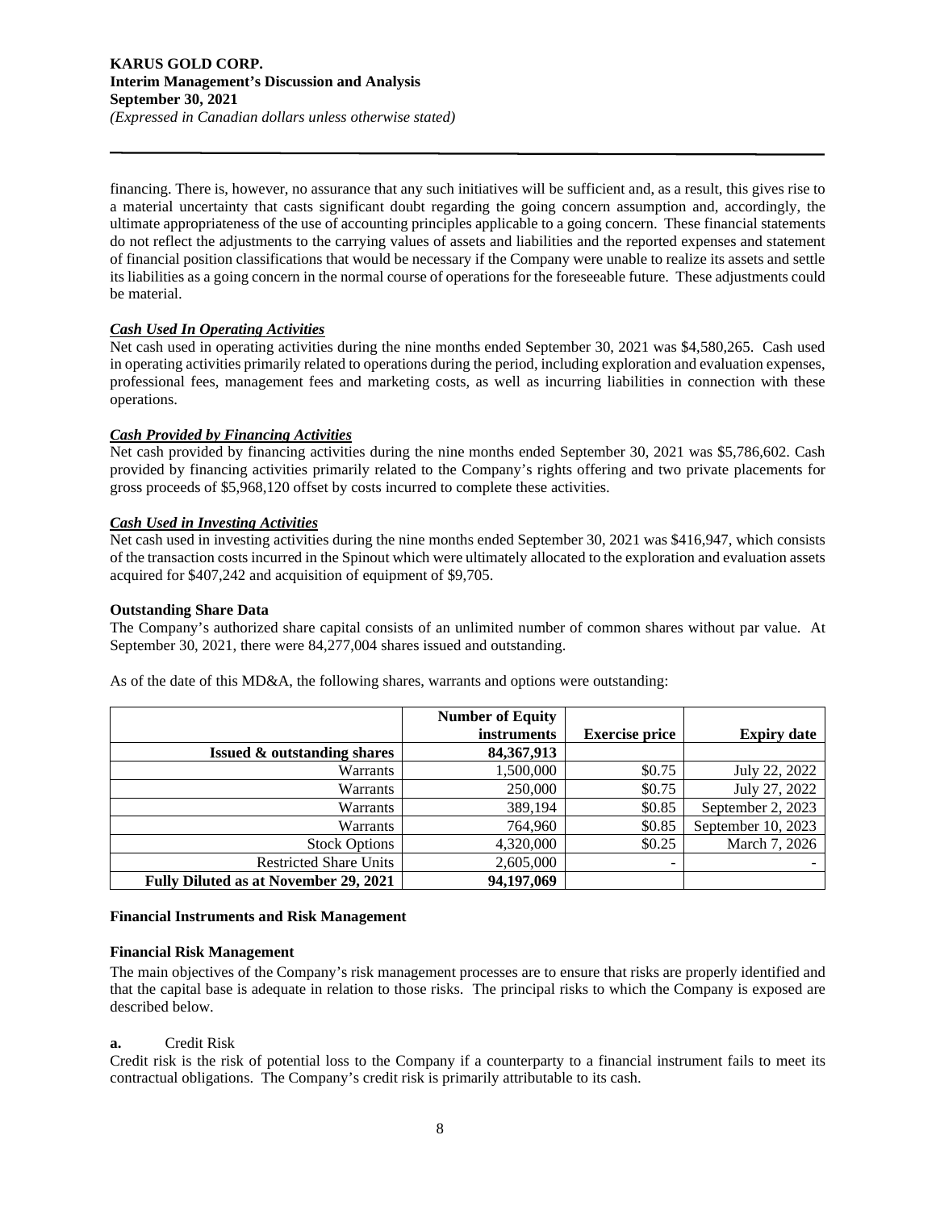financing. There is, however, no assurance that any such initiatives will be sufficient and, as a result, this gives rise to a material uncertainty that casts significant doubt regarding the going concern assumption and, accordingly, the ultimate appropriateness of the use of accounting principles applicable to a going concern. These financial statements do not reflect the adjustments to the carrying values of assets and liabilities and the reported expenses and statement of financial position classifications that would be necessary if the Company were unable to realize its assets and settle its liabilities as a going concern in the normal course of operations for the foreseeable future. These adjustments could be material.

***Cash Used In Operating Activities***

Net cash used in operating activities during the nine months ended September 30, 2021 was $4,580,265. Cash used in operating activities primarily related to operations during the period, including exploration and evaluation expenses, professional fees, management fees and marketing costs, as well as incurring liabilities in connection with these operations.

***Cash Provided by Financing Activities***

Net cash provided by financing activities during the nine months ended September 30, 2021 was $5,786,602. Cash provided by financing activities primarily related to the Company's rights offering and two private placements for gross proceeds of $5,968,120 offset by costs incurred to complete these activities.

***Cash Used in Investing Activities***

Net cash used in investing activities during the nine months ended September 30, 2021 was $416,947, which consists of the transaction costs incurred in the Spinout which were ultimately allocated to the exploration and evaluation assets acquired for $407,242 and acquisition of equipment of $9,705.

**Outstanding Share Data**

The Company's authorized share capital consists of an unlimited number of common shares without par value. At September 30, 2021, there were 84,277,004 shares issued and outstanding.

As of the date of this MD&A, the following shares, warrants and options were outstanding:

| | Number of Equity instruments | Exercise price | Expiry date |
|---|---|---|---|
| **Issued & outstanding shares** | **84,367,913** | | |
| Warrants | 1,500,000 | $0.75 | July 22, 2022 |
| Warrants | 250,000 | $0.75 | July 27, 2022 |
| Warrants | 389,194 | $0.85 | September 2, 2023 |
| Warrants | 764,960 | $0.85 | September 10, 2023 |
| Stock Options | 4,320,000 | $0.25 | March 7, 2026 |
| Restricted Share Units | 2,605,000 | - | - |
| **Fully Diluted as at November 29, 2021** | **94,197,069** | | |

**Financial Instruments and Risk Management**

**Financial Risk Management**

The main objectives of the Company's risk management processes are to ensure that risks are properly identified and that the capital base is adequate in relation to those risks. The principal risks to which the Company is exposed are described below.

**a.** Credit Risk

Credit risk is the risk of potential loss to the Company if a counterparty to a financial instrument fails to meet its contractual obligations. The Company's credit risk is primarily attributable to its cash.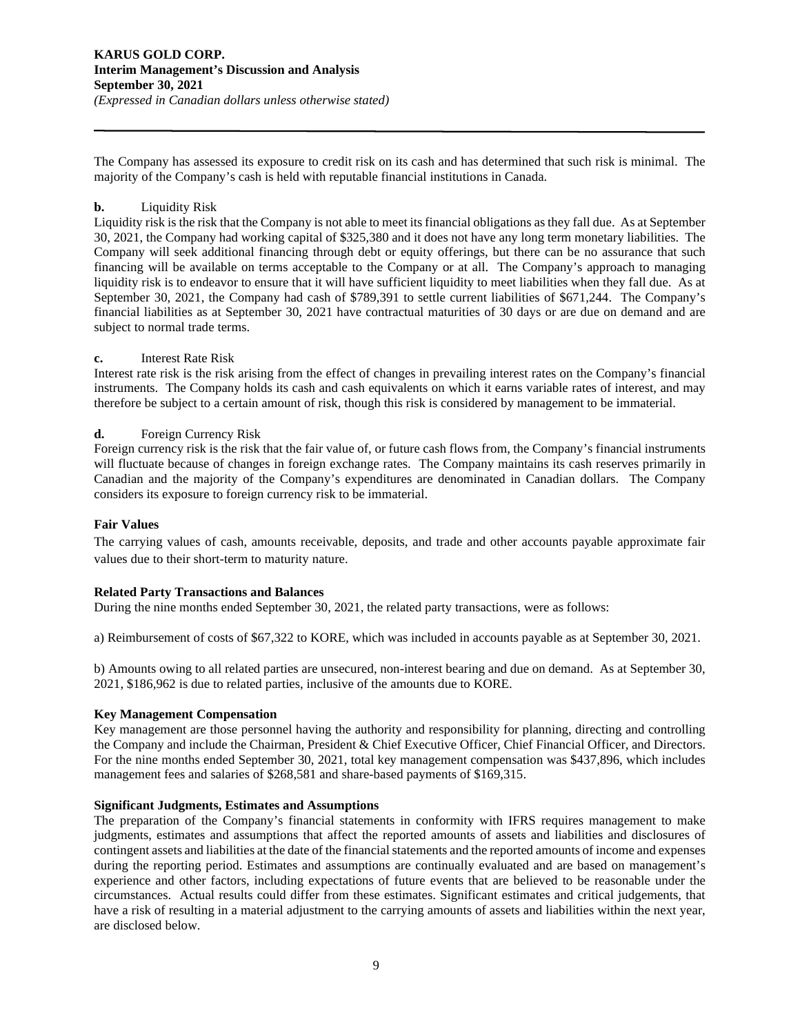The Company has assessed its exposure to credit risk on its cash and has determined that such risk is minimal. The majority of the Company's cash is held with reputable financial institutions in Canada.

**b.** Liquidity Risk

Liquidity risk is the risk that the Company is not able to meet its financial obligations as they fall due. As at September 30, 2021, the Company had working capital of $325,380 and it does not have any long term monetary liabilities. The Company will seek additional financing through debt or equity offerings, but there can be no assurance that such financing will be available on terms acceptable to the Company or at all. The Company's approach to managing liquidity risk is to endeavor to ensure that it will have sufficient liquidity to meet liabilities when they fall due. As at September 30, 2021, the Company had cash of $789,391 to settle current liabilities of $671,244. The Company's financial liabilities as at September 30, 2021 have contractual maturities of 30 days or are due on demand and are subject to normal trade terms.

**c.** Interest Rate Risk

Interest rate risk is the risk arising from the effect of changes in prevailing interest rates on the Company's financial instruments. The Company holds its cash and cash equivalents on which it earns variable rates of interest, and may therefore be subject to a certain amount of risk, though this risk is considered by management to be immaterial.

**d.** Foreign Currency Risk

Foreign currency risk is the risk that the fair value of, or future cash flows from, the Company's financial instruments will fluctuate because of changes in foreign exchange rates. The Company maintains its cash reserves primarily in Canadian and the majority of the Company's expenditures are denominated in Canadian dollars. The Company considers its exposure to foreign currency risk to be immaterial.

**Fair Values**

The carrying values of cash, amounts receivable, deposits, and trade and other accounts payable approximate fair values due to their short-term to maturity nature.

**Related Party Transactions and Balances**

During the nine months ended September 30, 2021, the related party transactions, were as follows:

a) Reimbursement of costs of $67,322 to KORE, which was included in accounts payable as at September 30, 2021.

b) Amounts owing to all related parties are unsecured, non-interest bearing and due on demand. As at September 30, 2021, $186,962 is due to related parties, inclusive of the amounts due to KORE.

**Key Management Compensation**

Key management are those personnel having the authority and responsibility for planning, directing and controlling the Company and include the Chairman, President & Chief Executive Officer, Chief Financial Officer, and Directors. For the nine months ended September 30, 2021, total key management compensation was $437,896, which includes management fees and salaries of $268,581 and share-based payments of $169,315.

**Significant Judgments, Estimates and Assumptions**

The preparation of the Company's financial statements in conformity with IFRS requires management to make judgments, estimates and assumptions that affect the reported amounts of assets and liabilities and disclosures of contingent assets and liabilities at the date of the financial statements and the reported amounts of income and expenses during the reporting period. Estimates and assumptions are continually evaluated and are based on management's experience and other factors, including expectations of future events that are believed to be reasonable under the circumstances. Actual results could differ from these estimates. Significant estimates and critical judgements, that have a risk of resulting in a material adjustment to the carrying amounts of assets and liabilities within the next year, are disclosed below.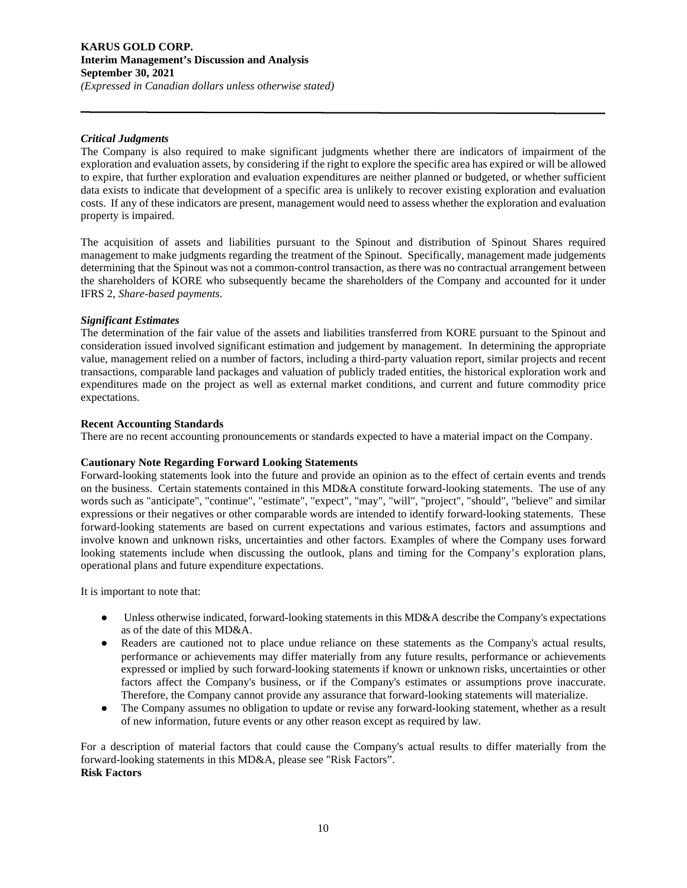***Critical Judgments***

The Company is also required to make significant judgments whether there are indicators of impairment of the exploration and evaluation assets, by considering if the right to explore the specific area has expired or will be allowed to expire, that further exploration and evaluation expenditures are neither planned or budgeted, or whether sufficient data exists to indicate that development of a specific area is unlikely to recover existing exploration and evaluation costs. If any of these indicators are present, management would need to assess whether the exploration and evaluation property is impaired.

The acquisition of assets and liabilities pursuant to the Spinout and distribution of Spinout Shares required management to make judgments regarding the treatment of the Spinout. Specifically, management made judgements determining that the Spinout was not a common-control transaction, as there was no contractual arrangement between the shareholders of KORE who subsequently became the shareholders of the Company and accounted for it under IFRS 2, *Share-based payments*.

***Significant Estimates***

The determination of the fair value of the assets and liabilities transferred from KORE pursuant to the Spinout and consideration issued involved significant estimation and judgement by management. In determining the appropriate value, management relied on a number of factors, including a third-party valuation report, similar projects and recent transactions, comparable land packages and valuation of publicly traded entities, the historical exploration work and expenditures made on the project as well as external market conditions, and current and future commodity price expectations.

**Recent Accounting Standards**

There are no recent accounting pronouncements or standards expected to have a material impact on the Company.

**Cautionary Note Regarding Forward Looking Statements**

Forward-looking statements look into the future and provide an opinion as to the effect of certain events and trends on the business. Certain statements contained in this MD&A constitute forward-looking statements. The use of any words such as "anticipate", "continue", "estimate", "expect", "may", "will", "project", "should", "believe" and similar expressions or their negatives or other comparable words are intended to identify forward-looking statements. These forward-looking statements are based on current expectations and various estimates, factors and assumptions and involve known and unknown risks, uncertainties and other factors. Examples of where the Company uses forward looking statements include when discussing the outlook, plans and timing for the Company's exploration plans, operational plans and future expenditure expectations.

It is important to note that:

- Unless otherwise indicated, forward-looking statements in this MD&A describe the Company's expectations as of the date of this MD&A.
- Readers are cautioned not to place undue reliance on these statements as the Company's actual results, performance or achievements may differ materially from any future results, performance or achievements expressed or implied by such forward-looking statements if known or unknown risks, uncertainties or other factors affect the Company's business, or if the Company's estimates or assumptions prove inaccurate. Therefore, the Company cannot provide any assurance that forward-looking statements will materialize.
- The Company assumes no obligation to update or revise any forward-looking statement, whether as a result of new information, future events or any other reason except as required by law.

For a description of material factors that could cause the Company's actual results to differ materially from the forward-looking statements in this MD&A, please see "Risk Factors".

**Risk Factors**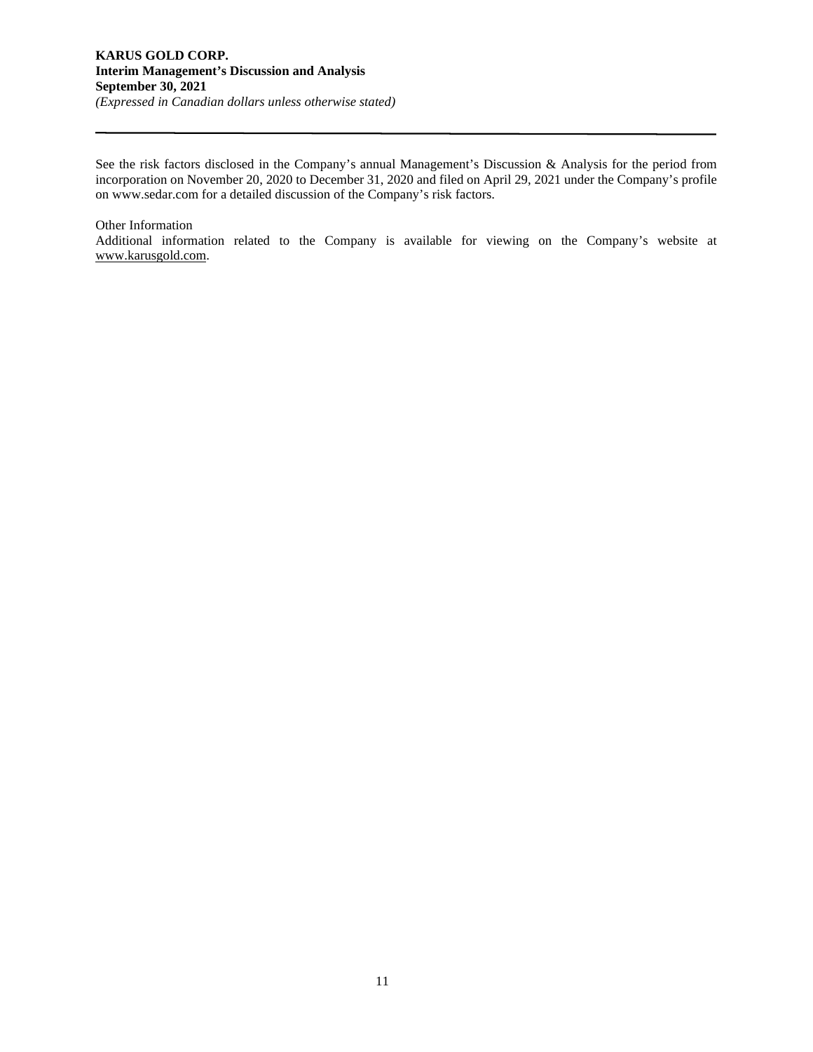See the risk factors disclosed in the Company's annual Management's Discussion & Analysis for the period from incorporation on November 20, 2020 to December 31, 2020 and filed on April 29, 2021 under the Company's profile on www.sedar.com for a detailed discussion of the Company's risk factors.

Other Information

Additional information related to the Company is available for viewing on the Company's website at www.karusgold.com.